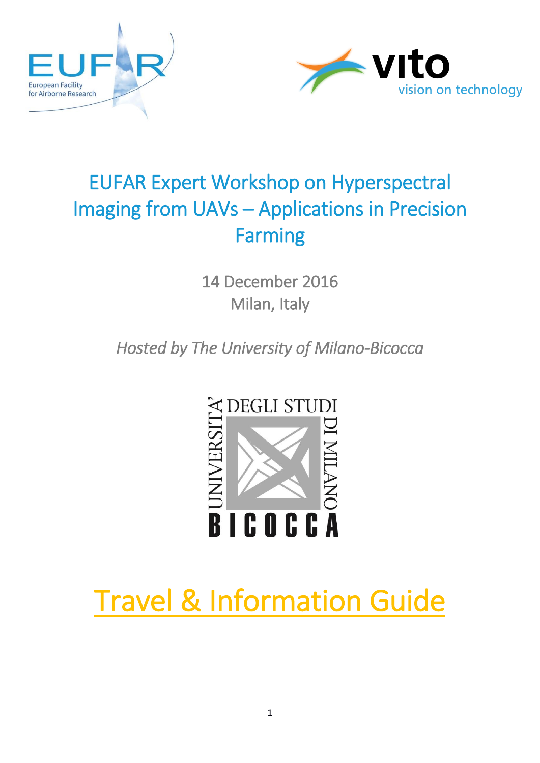# EUFAR Expert Workshop on Hyperspectral Imaging from UAVs – Applications in Precision Farming

14 December 2016
Milan, Italy

*Hosted by The University of Milano-Bicocca*

# Travel & Information Guide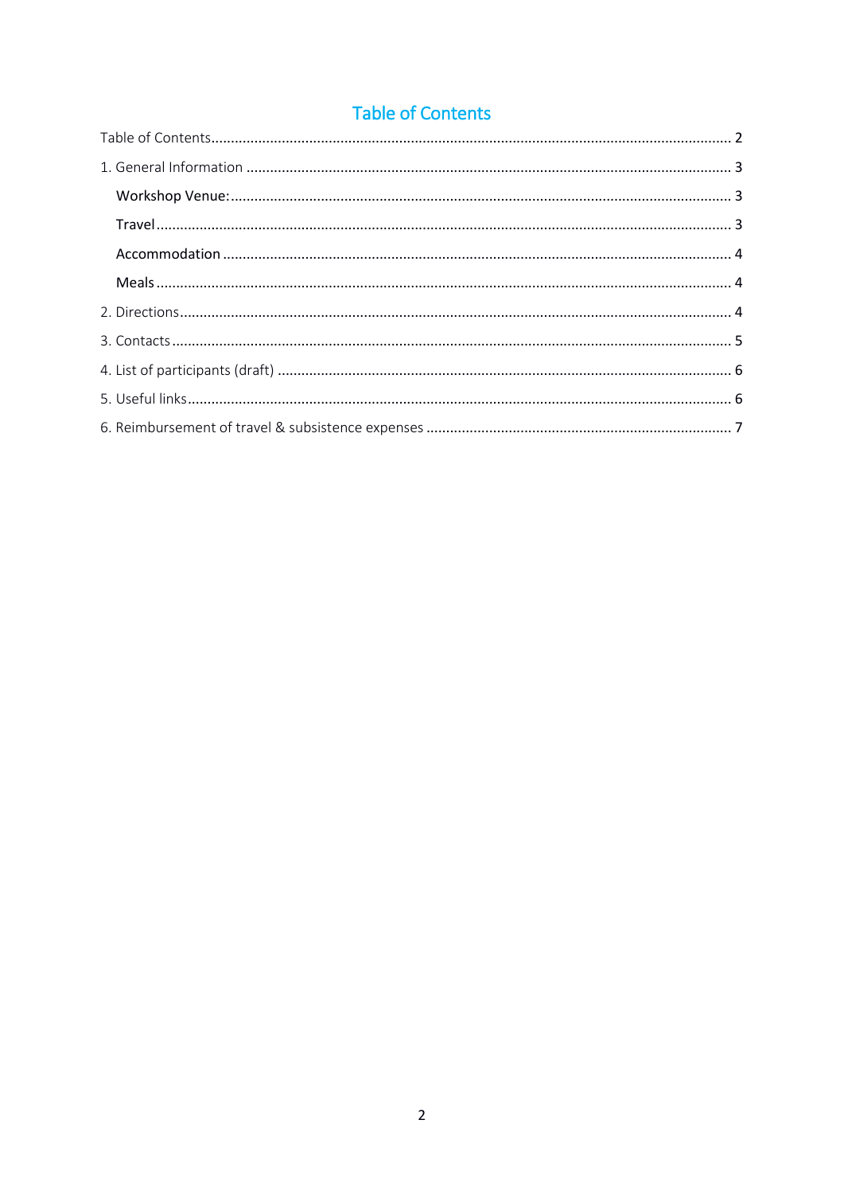# Table of Contents

Table of Contents ........................................................ 2

1. General Information ........................................................ 3

    Workshop Venue: ........................................................ 3

    Travel ........................................................ 3

    Accommodation ........................................................ 4

    Meals ........................................................ 4

2. Directions ........................................................ 4

3. Contacts ........................................................ 5

4. List of participants (draft) ........................................................ 6

5. Useful links ........................................................ 6

6. Reimbursement of travel & subsistence expenses ........................................................ 7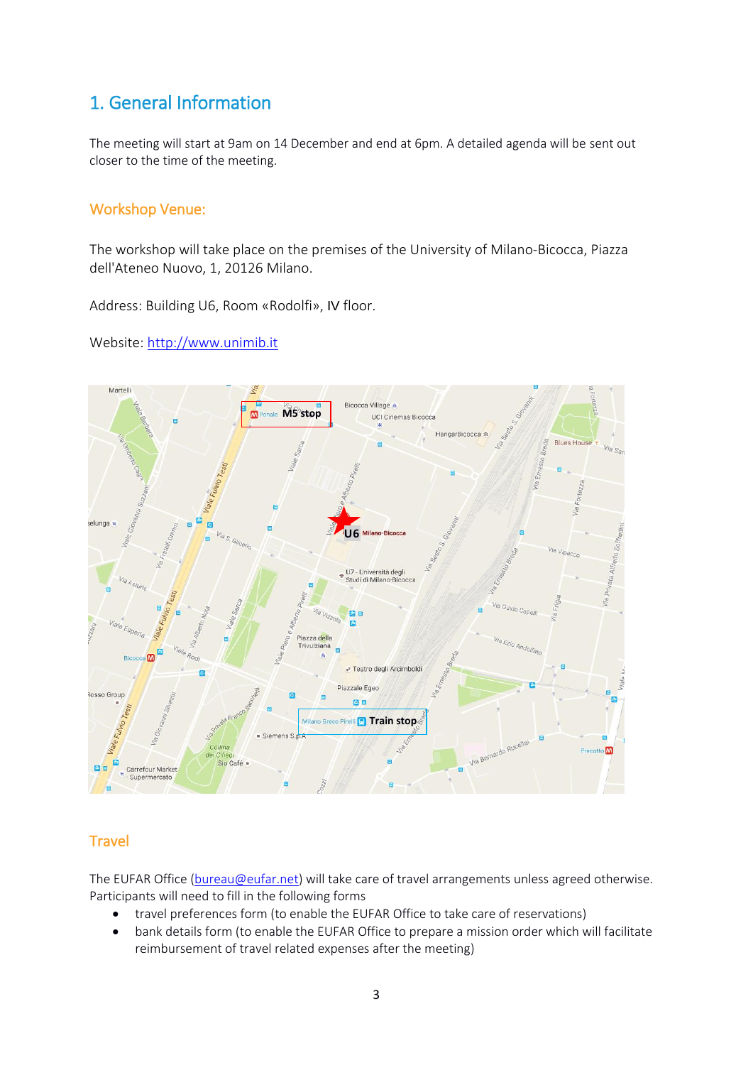# 1. General Information

The meeting will start at 9am on 14 December and end at 6pm. A detailed agenda will be sent out closer to the time of the meeting.

## Workshop Venue:

The workshop will take place on the premises of the University of Milano-Bicocca, Piazza dell'Ateneo Nuovo, 1, 20126 Milano.

Address: Building U6, Room «Rodolfi», IV floor.

Website: http://www.unimib.it

## Travel

The EUFAR Office (bureau@eufar.net) will take care of travel arrangements unless agreed otherwise. Participants will need to fill in the following forms

- travel preferences form (to enable the EUFAR Office to take care of reservations)
- bank details form (to enable the EUFAR Office to prepare a mission order which will facilitate reimbursement of travel related expenses after the meeting)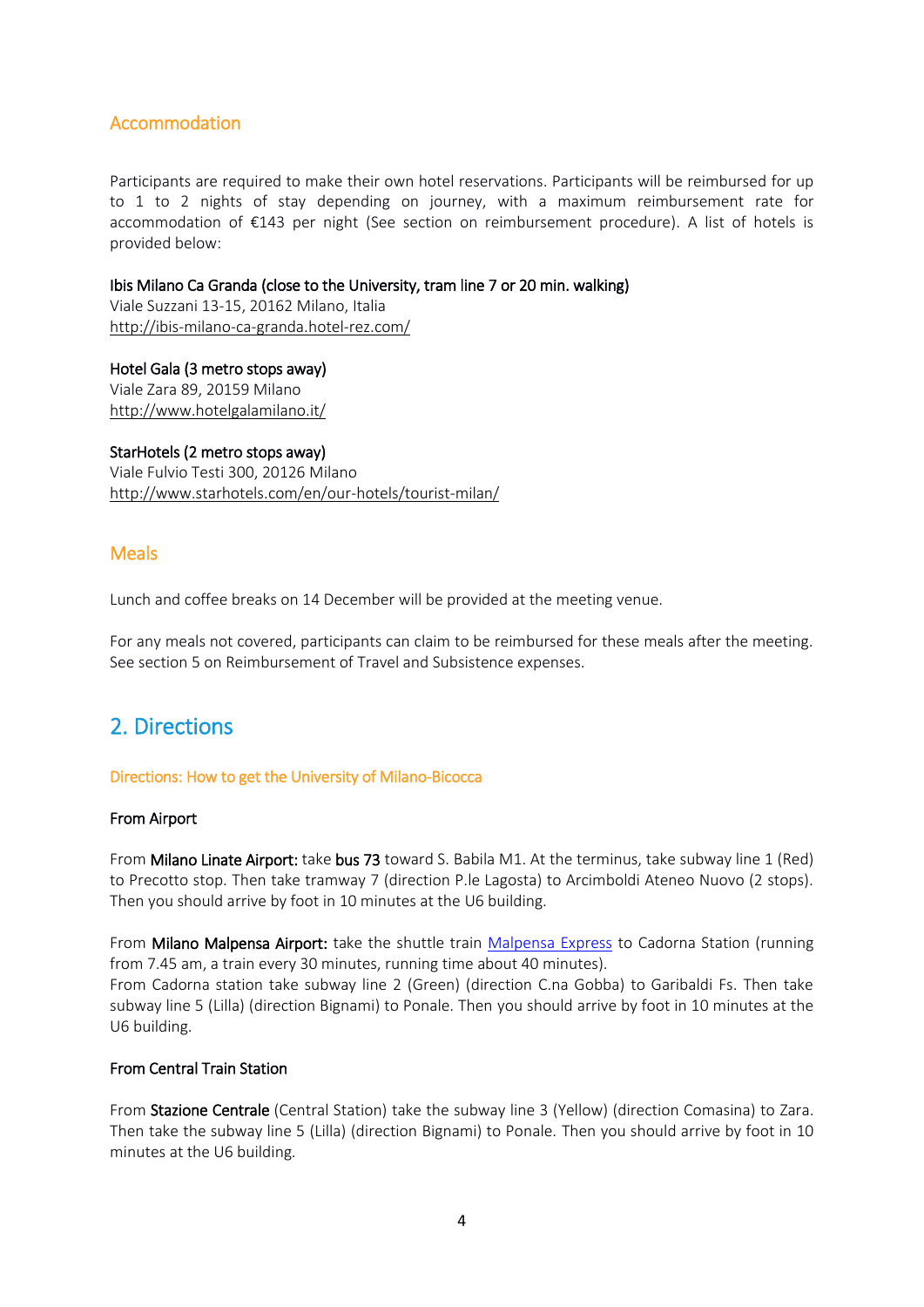## Accommodation

Participants are required to make their own hotel reservations. Participants will be reimbursed for up to 1 to 2 nights of stay depending on journey, with a maximum reimbursement rate for accommodation of €143 per night (See section on reimbursement procedure). A list of hotels is provided below:

**Ibis Milano Ca Granda (close to the University, tram line 7 or 20 min. walking)**
Viale Suzzani 13-15, 20162 Milano, Italia
http://ibis-milano-ca-granda.hotel-rez.com/

**Hotel Gala (3 metro stops away)**
Viale Zara 89, 20159 Milano
http://www.hotelgalamilano.it/

**StarHotels (2 metro stops away)**
Viale Fulvio Testi 300, 20126 Milano
http://www.starhotels.com/en/our-hotels/tourist-milan/

## Meals

Lunch and coffee breaks on 14 December will be provided at the meeting venue.

For any meals not covered, participants can claim to be reimbursed for these meals after the meeting. See section 5 on Reimbursement of Travel and Subsistence expenses.

# 2. Directions

### Directions: How to get the University of Milano-Bicocca

**From Airport**

From **Milano Linate Airport:** take **bus 73** toward S. Babila M1. At the terminus, take subway line 1 (Red) to Precotto stop. Then take tramway 7 (direction P.le Lagosta) to Arcimboldi Ateneo Nuovo (2 stops). Then you should arrive by foot in 10 minutes at the U6 building.

From **Milano Malpensa Airport:** take the shuttle train Malpensa Express to Cadorna Station (running from 7.45 am, a train every 30 minutes, running time about 40 minutes).
From Cadorna station take subway line 2 (Green) (direction C.na Gobba) to Garibaldi Fs. Then take subway line 5 (Lilla) (direction Bignami) to Ponale. Then you should arrive by foot in 10 minutes at the U6 building.

**From Central Train Station**

From **Stazione Centrale** (Central Station) take the subway line 3 (Yellow) (direction Comasina) to Zara. Then take the subway line 5 (Lilla) (direction Bignami) to Ponale. Then you should arrive by foot in 10 minutes at the U6 building.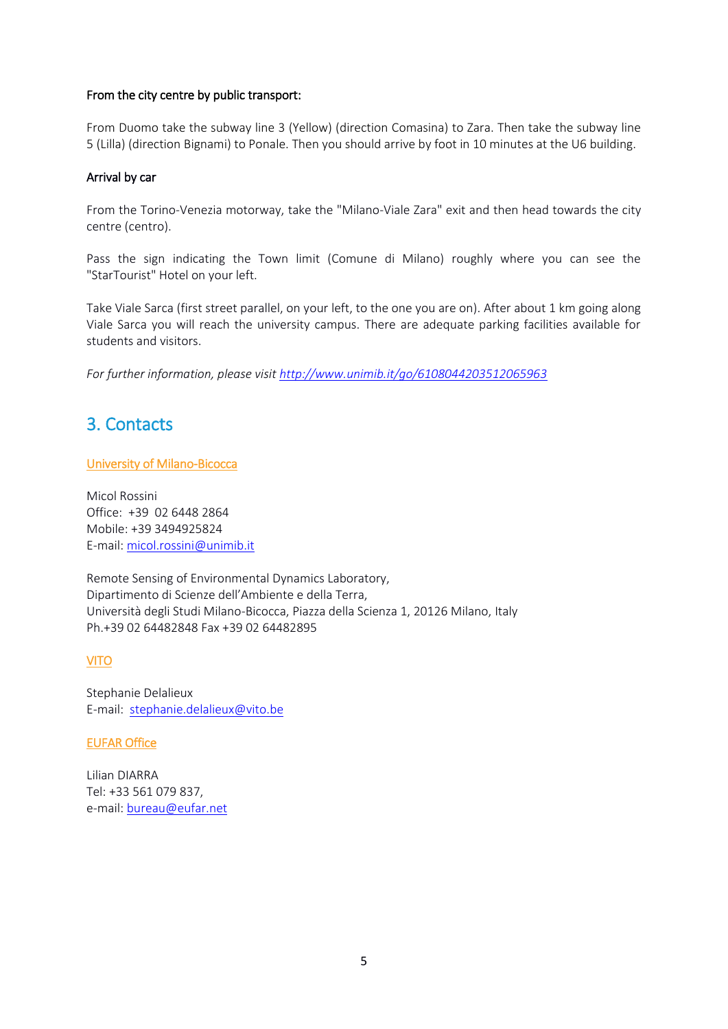**From the city centre by public transport:**

From Duomo take the subway line 3 (Yellow) (direction Comasina) to Zara. Then take the subway line 5 (Lilla) (direction Bignami) to Ponale. Then you should arrive by foot in 10 minutes at the U6 building.

**Arrival by car**

From the Torino-Venezia motorway, take the "Milano-Viale Zara" exit and then head towards the city centre (centro).

Pass the sign indicating the Town limit (Comune di Milano) roughly where you can see the "StarTourist" Hotel on your left.

Take Viale Sarca (first street parallel, on your left, to the one you are on). After about 1 km going along Viale Sarca you will reach the university campus. There are adequate parking facilities available for students and visitors.

*For further information, please visit [http://www.unimib.it/go/61080442035120659​63](http://www.unimib.it/go/6108044203512065963)*

## 3. Contacts

University of Milano-Bicocca

Micol Rossini
Office: +39 02 6448 2864
Mobile: +39 3494925824
E-mail: micol.rossini@unimib.it

Remote Sensing of Environmental Dynamics Laboratory,
Dipartimento di Scienze dell'Ambiente e della Terra,
Università degli Studi Milano-Bicocca, Piazza della Scienza 1, 20126 Milano, Italy
Ph.+39 02 64482848 Fax +39 02 64482895

VITO

Stephanie Delalieux
E-mail: stephanie.delalieux@vito.be

EUFAR Office

Lilian DIARRA
Tel: +33 561 079 837,
e-mail: bureau@eufar.net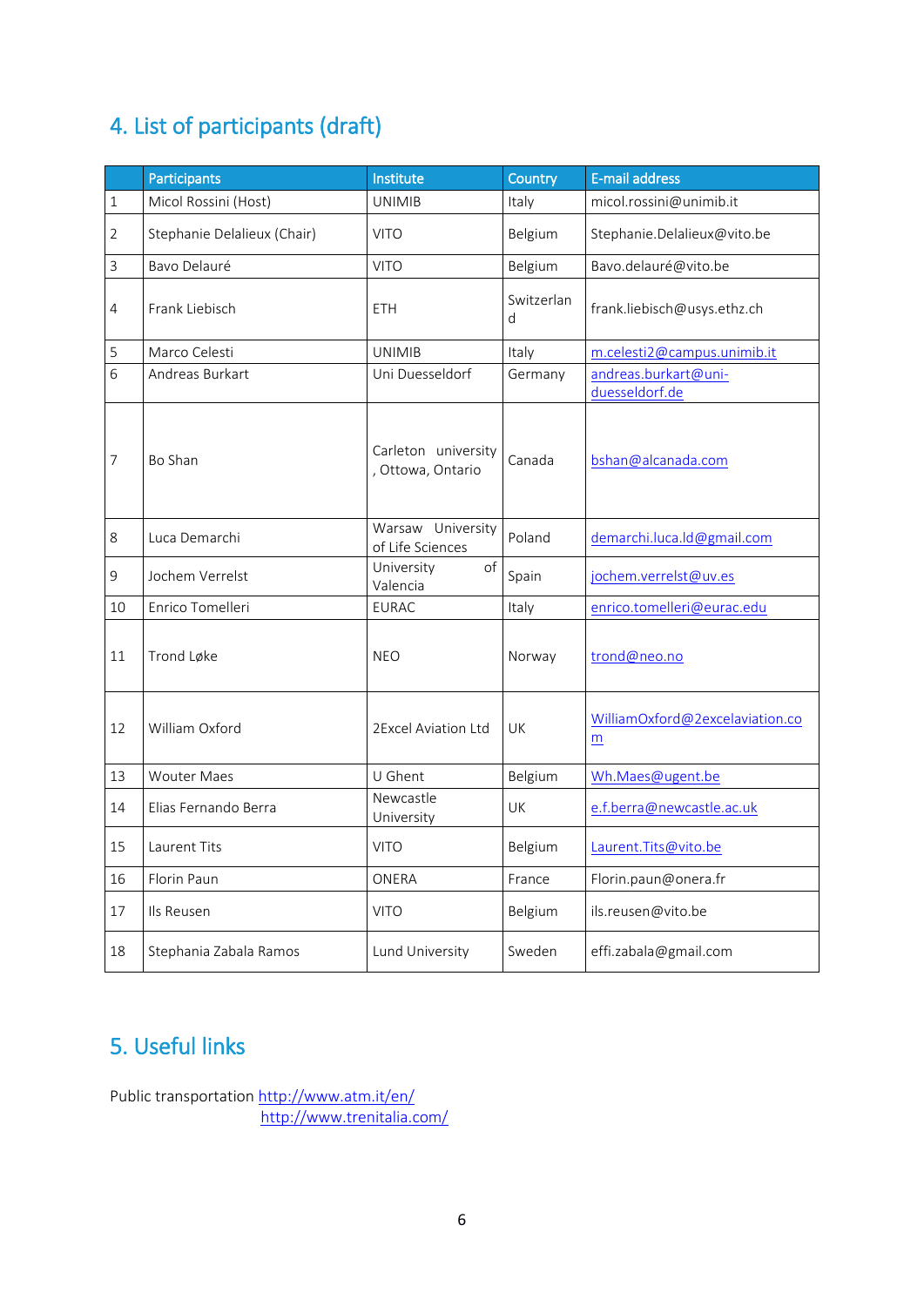## 4. List of participants (draft)

| | Participants | Institute | Country | E-mail address |
|---|---|---|---|---|
| 1 | Micol Rossini (Host) | UNIMIB | Italy | micol.rossini@unimib.it |
| 2 | Stephanie Delalieux (Chair) | VITO | Belgium | Stephanie.Delalieux@vito.be |
| 3 | Bavo Delauré | VITO | Belgium | Bavo.delauré@vito.be |
| 4 | Frank Liebisch | ETH | Switzerland | frank.liebisch@usys.ethz.ch |
| 5 | Marco Celesti | UNIMIB | Italy | m.celesti2@campus.unimib.it |
| 6 | Andreas Burkart | Uni Duesseldorf | Germany | andreas.burkart@uni-duesseldorf.de |
| 7 | Bo Shan | Carleton university, Ottowa, Ontario | Canada | bshan@alcanada.com |
| 8 | Luca Demarchi | Warsaw University of Life Sciences | Poland | demarchi.luca.ld@gmail.com |
| 9 | Jochem Verrelst | University of Valencia | Spain | jochem.verrelst@uv.es |
| 10 | Enrico Tomelleri | EURAC | Italy | enrico.tomelleri@eurac.edu |
| 11 | Trond Løke | NEO | Norway | trond@neo.no |
| 12 | William Oxford | 2Excel Aviation Ltd | UK | WilliamOxford@2excelaviation.com |
| 13 | Wouter Maes | U Ghent | Belgium | Wh.Maes@ugent.be |
| 14 | Elias Fernando Berra | Newcastle University | UK | e.f.berra@newcastle.ac.uk |
| 15 | Laurent Tits | VITO | Belgium | Laurent.Tits@vito.be |
| 16 | Florin Paun | ONERA | France | Florin.paun@onera.fr |
| 17 | Ils Reusen | VITO | Belgium | ils.reusen@vito.be |
| 18 | Stephania Zabala Ramos | Lund University | Sweden | effi.zabala@gmail.com |

## 5. Useful links

Public transportation http://www.atm.it/en/
http://www.trenitalia.com/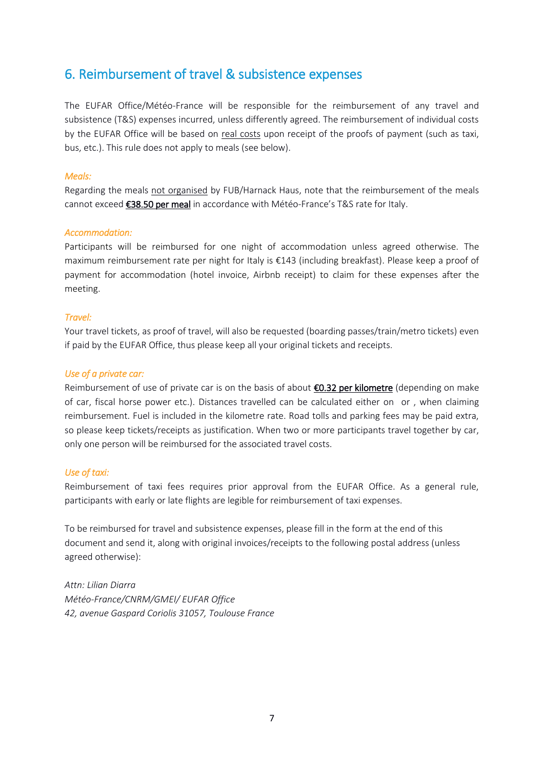## 6. Reimbursement of travel & subsistence expenses

The EUFAR Office/Météo-France will be responsible for the reimbursement of any travel and subsistence (T&S) expenses incurred, unless differently agreed. The reimbursement of individual costs by the EUFAR Office will be based on real costs upon receipt of the proofs of payment (such as taxi, bus, etc.). This rule does not apply to meals (see below).

*Meals:*

Regarding the meals not organised by FUB/Harnack Haus, note that the reimbursement of the meals cannot exceed **€38.50 per meal** in accordance with Météo-France's T&S rate for Italy.

*Accommodation:*

Participants will be reimbursed for one night of accommodation unless agreed otherwise. The maximum reimbursement rate per night for Italy is €143 (including breakfast). Please keep a proof of payment for accommodation (hotel invoice, Airbnb receipt) to claim for these expenses after the meeting.

*Travel:*

Your travel tickets, as proof of travel, will also be requested (boarding passes/train/metro tickets) even if paid by the EUFAR Office, thus please keep all your original tickets and receipts.

*Use of a private car:*

Reimbursement of use of private car is on the basis of about **€0.32 per kilometre** (depending on make of car, fiscal horse power etc.). Distances travelled can be calculated either on or , when claiming reimbursement. Fuel is included in the kilometre rate. Road tolls and parking fees may be paid extra, so please keep tickets/receipts as justification. When two or more participants travel together by car, only one person will be reimbursed for the associated travel costs.

*Use of taxi:*

Reimbursement of taxi fees requires prior approval from the EUFAR Office. As a general rule, participants with early or late flights are legible for reimbursement of taxi expenses.

To be reimbursed for travel and subsistence expenses, please fill in the form at the end of this document and send it, along with original invoices/receipts to the following postal address (unless agreed otherwise):

*Attn: Lilian Diarra*
*Météo-France/CNRM/GMEI/ EUFAR Office*
*42, avenue Gaspard Coriolis 31057, Toulouse France*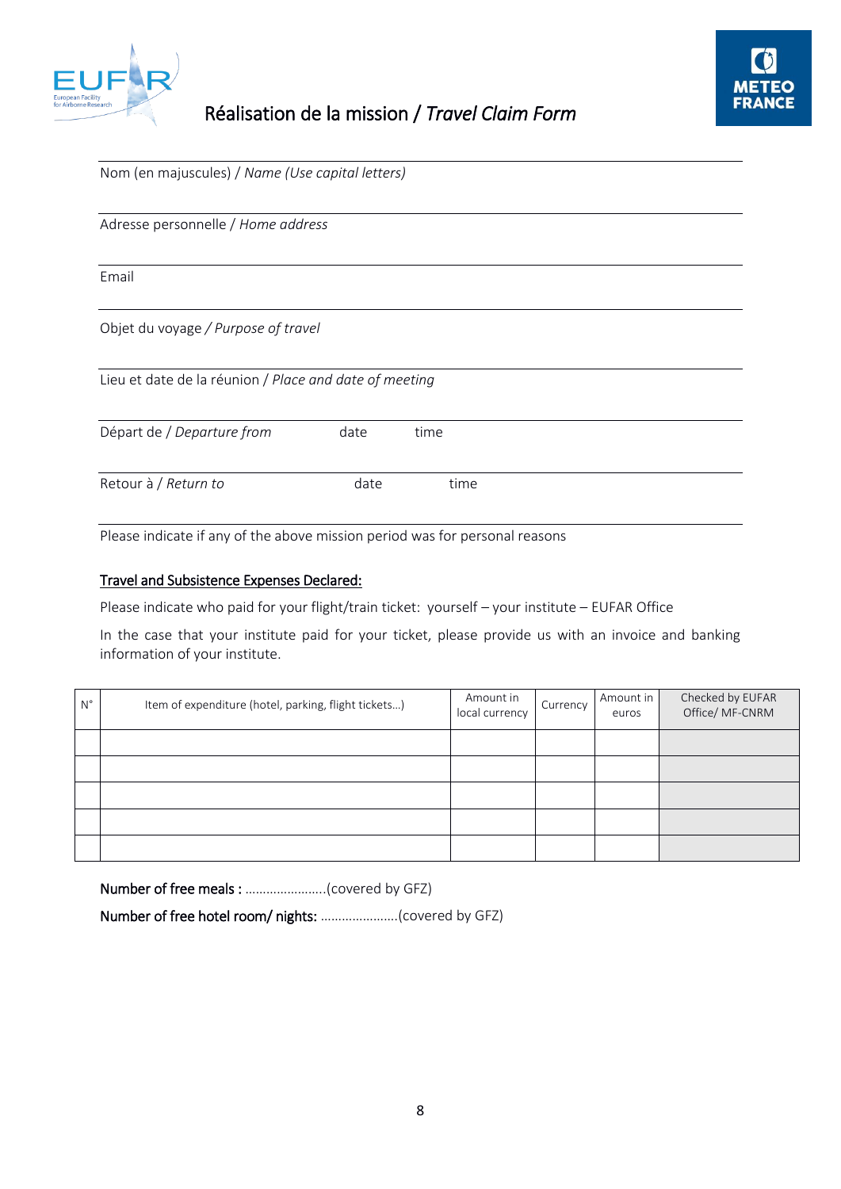# Réalisation de la mission / *Travel Claim Form*

Nom (en majuscules) / *Name (Use capital letters)*

Adresse personnelle / *Home address*

Email

Objet du voyage / *Purpose of travel*

Lieu et date de la réunion / *Place and date of meeting*

Départ de / *Departure from* date time

Retour à / *Return to* date time

Please indicate if any of the above mission period was for personal reasons

**Travel and Subsistence Expenses Declared:**

Please indicate who paid for your flight/train ticket: yourself – your institute – EUFAR Office

In the case that your institute paid for your ticket, please provide us with an invoice and banking information of your institute.

| N° | Item of expenditure (hotel, parking, flight tickets…) | Amount in local currency | Currency | Amount in euros | Checked by EUFAR Office/ MF-CNRM |
|---|---|---|---|---|---|
| | | | | | |
| | | | | | |
| | | | | | |
| | | | | | |
| | | | | | |

**Number of free meals :** …………………..(covered by GFZ)

**Number of free hotel room/ nights:** …………………(covered by GFZ)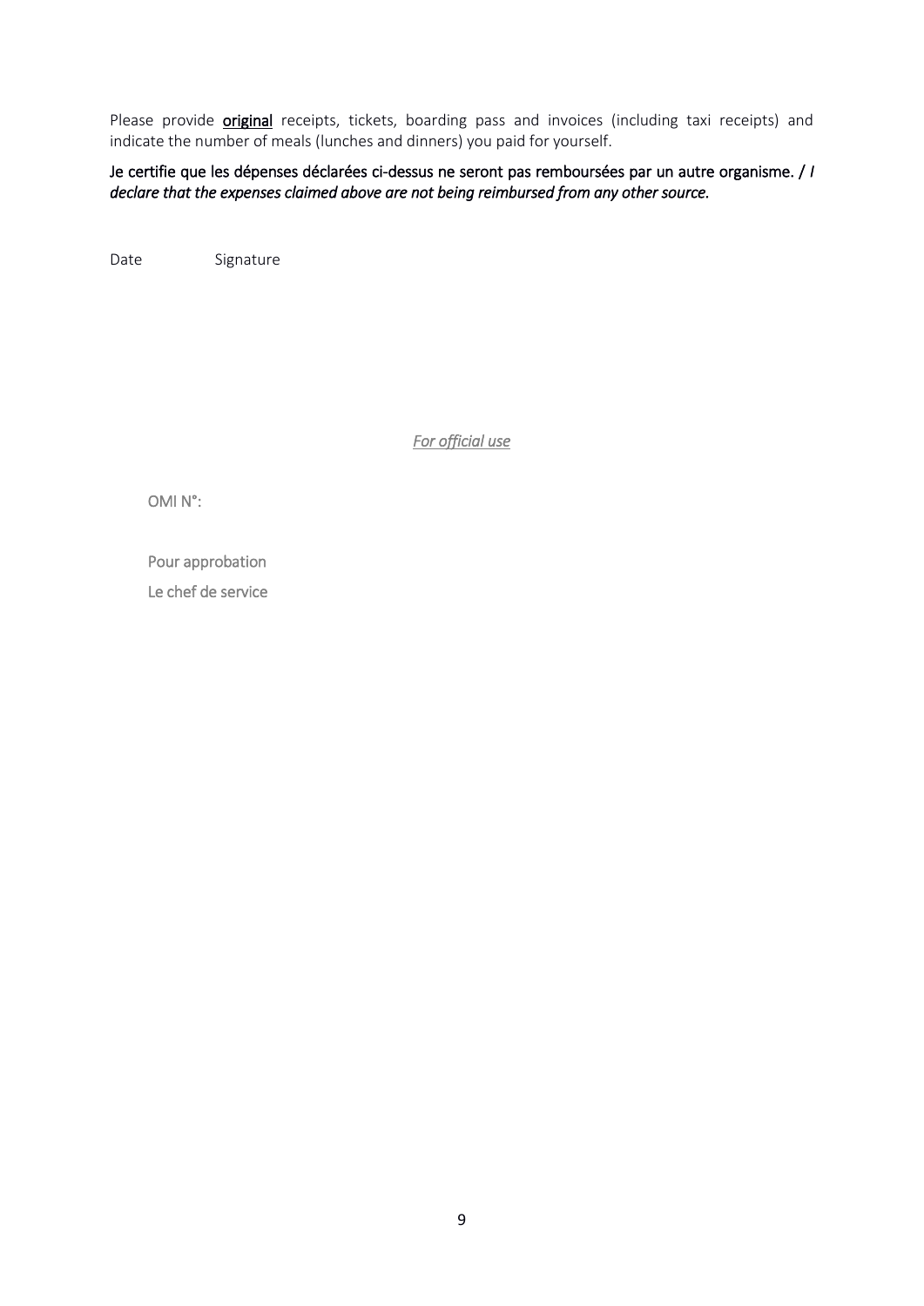Please provide **original** receipts, tickets, boarding pass and invoices (including taxi receipts) and indicate the number of meals (lunches and dinners) you paid for yourself.

Je certifie que les dépenses déclarées ci-dessus ne seront pas remboursées par un autre organisme. / *I declare that the expenses claimed above are not being reimbursed from any other source.*

Date Signature

*For official use*

OMI N°:

Pour approbation

Le chef de service